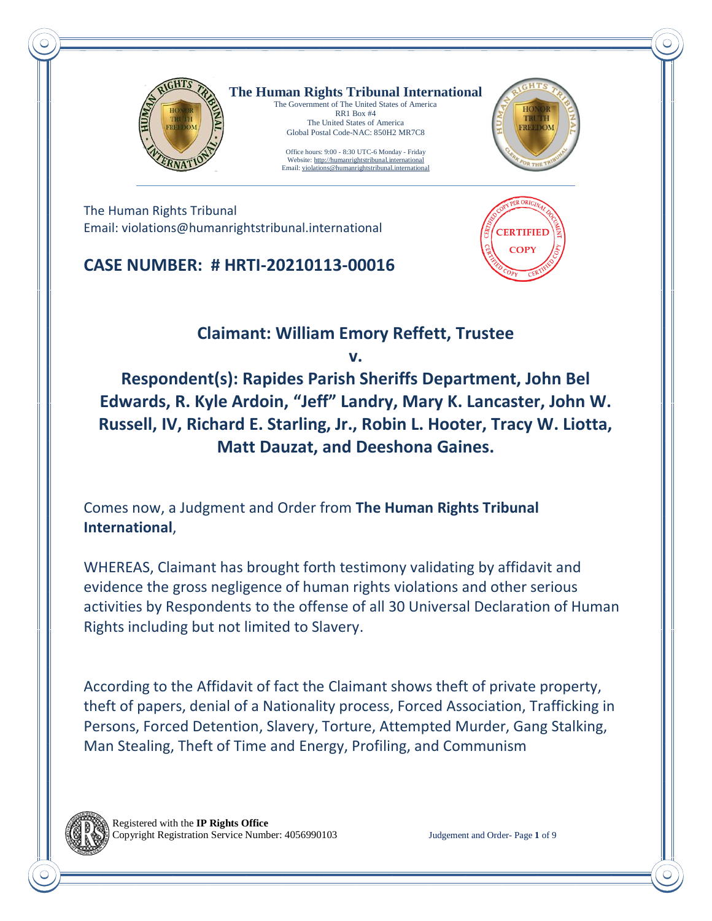**The Human Rights Tribunal International**
The Government of The United States of America
RR1 Box #4
The United States of America
Global Postal Code-NAC: 850H2 MR7C8

Office hours: 9:00 - 8:30 UTC-6 Monday - Friday
Website: http://humanrightstribunal.international
Email: violations@humanrightstribunal.international

The Human Rights Tribunal
Email: violations@humanrightstribunal.international

CERTIFIED COPY

## CASE NUMBER: # HRTI-20210113-00016

## Claimant: William Emory Reffett, Trustee

## v.

## Respondent(s): Rapides Parish Sheriffs Department, John Bel Edwards, R. Kyle Ardoin, "Jeff" Landry, Mary K. Lancaster, John W. Russell, IV, Richard E. Starling, Jr., Robin L. Hooter, Tracy W. Liotta, Matt Dauzat, and Deeshona Gaines.

Comes now, a Judgment and Order from **The Human Rights Tribunal International**,

WHEREAS, Claimant has brought forth testimony validating by affidavit and evidence the gross negligence of human rights violations and other serious activities by Respondents to the offense of all 30 Universal Declaration of Human Rights including but not limited to Slavery.

According to the Affidavit of fact the Claimant shows theft of private property, theft of papers, denial of a Nationality process, Forced Association, Trafficking in Persons, Forced Detention, Slavery, Torture, Attempted Murder, Gang Stalking, Man Stealing, Theft of Time and Energy, Profiling, and Communism

Registered with the **IP Rights Office**
Copyright Registration Service Number: 4056990103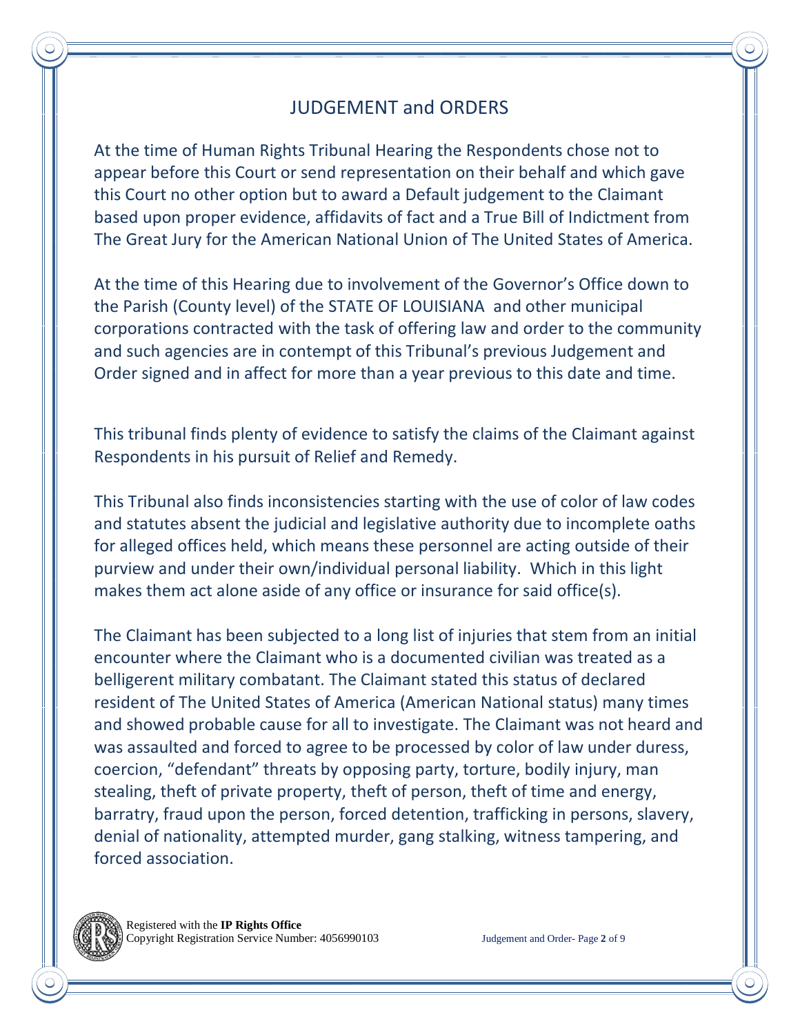# JUDGEMENT and ORDERS

At the time of Human Rights Tribunal Hearing the Respondents chose not to appear before this Court or send representation on their behalf and which gave this Court no other option but to award a Default judgement to the Claimant based upon proper evidence, affidavits of fact and a True Bill of Indictment from The Great Jury for the American National Union of The United States of America.

At the time of this Hearing due to involvement of the Governor's Office down to the Parish (County level) of the STATE OF LOUISIANA and other municipal corporations contracted with the task of offering law and order to the community and such agencies are in contempt of this Tribunal's previous Judgement and Order signed and in affect for more than a year previous to this date and time.

This tribunal finds plenty of evidence to satisfy the claims of the Claimant against Respondents in his pursuit of Relief and Remedy.

This Tribunal also finds inconsistencies starting with the use of color of law codes and statutes absent the judicial and legislative authority due to incomplete oaths for alleged offices held, which means these personnel are acting outside of their purview and under their own/individual personal liability. Which in this light makes them act alone aside of any office or insurance for said office(s).

The Claimant has been subjected to a long list of injuries that stem from an initial encounter where the Claimant who is a documented civilian was treated as a belligerent military combatant. The Claimant stated this status of declared resident of The United States of America (American National status) many times and showed probable cause for all to investigate. The Claimant was not heard and was assaulted and forced to agree to be processed by color of law under duress, coercion, "defendant" threats by opposing party, torture, bodily injury, man stealing, theft of private property, theft of person, theft of time and energy, barratry, fraud upon the person, forced detention, trafficking in persons, slavery, denial of nationality, attempted murder, gang stalking, witness tampering, and forced association.

Registered with the **IP Rights Office**
Copyright Registration Service Number: 4056990103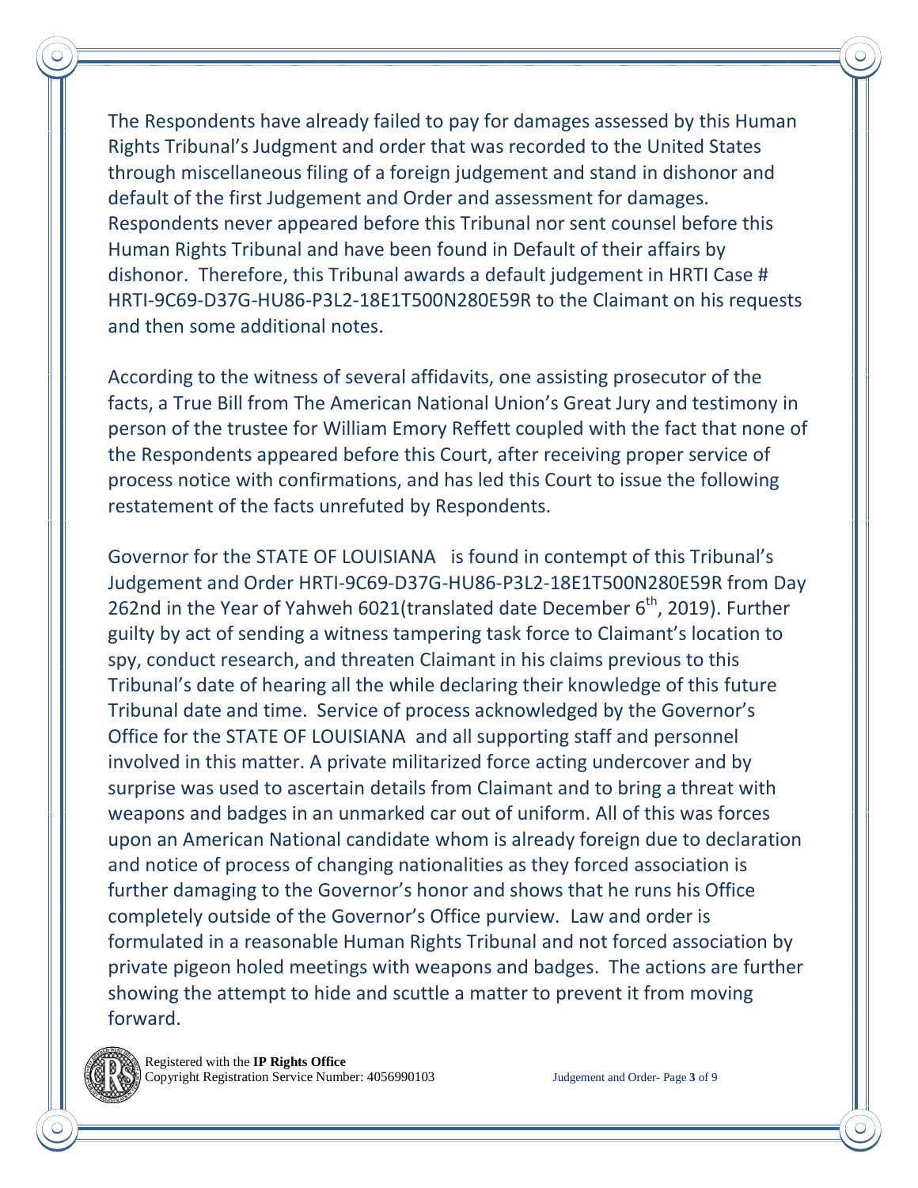The Respondents have already failed to pay for damages assessed by this Human Rights Tribunal's Judgment and order that was recorded to the United States through miscellaneous filing of a foreign judgement and stand in dishonor and default of the first Judgement and Order and assessment for damages. Respondents never appeared before this Tribunal nor sent counsel before this Human Rights Tribunal and have been found in Default of their affairs by dishonor. Therefore, this Tribunal awards a default judgement in HRTI Case # HRTI-9C69-D37G-HU86-P3L2-18E1T500N280E59R to the Claimant on his requests and then some additional notes.

According to the witness of several affidavits, one assisting prosecutor of the facts, a True Bill from The American National Union's Great Jury and testimony in person of the trustee for William Emory Reffett coupled with the fact that none of the Respondents appeared before this Court, after receiving proper service of process notice with confirmations, and has led this Court to issue the following restatement of the facts unrefuted by Respondents.

Governor for the STATE OF LOUISIANA is found in contempt of this Tribunal's Judgement and Order HRTI-9C69-D37G-HU86-P3L2-18E1T500N280E59R from Day 262nd in the Year of Yahweh 6021(translated date December 6th, 2019). Further guilty by act of sending a witness tampering task force to Claimant's location to spy, conduct research, and threaten Claimant in his claims previous to this Tribunal's date of hearing all the while declaring their knowledge of this future Tribunal date and time. Service of process acknowledged by the Governor's Office for the STATE OF LOUISIANA and all supporting staff and personnel involved in this matter. A private militarized force acting undercover and by surprise was used to ascertain details from Claimant and to bring a threat with weapons and badges in an unmarked car out of uniform. All of this was forces upon an American National candidate whom is already foreign due to declaration and notice of process of changing nationalities as they forced association is further damaging to the Governor's honor and shows that he runs his Office completely outside of the Governor's Office purview. Law and order is formulated in a reasonable Human Rights Tribunal and not forced association by private pigeon holed meetings with weapons and badges. The actions are further showing the attempt to hide and scuttle a matter to prevent it from moving forward.

Registered with the **IP Rights Office**
Copyright Registration Service Number: 4056990103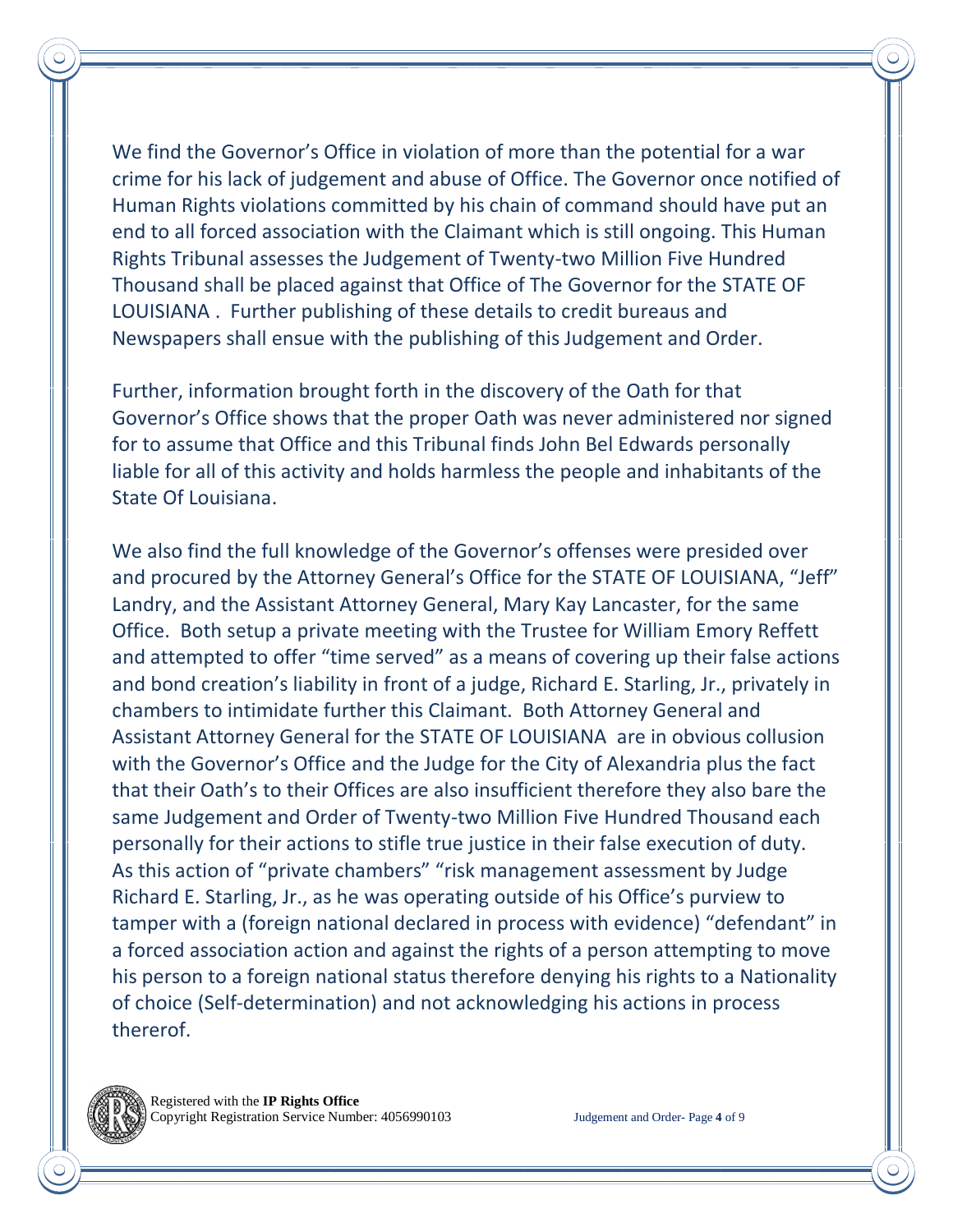We find the Governor's Office in violation of more than the potential for a war crime for his lack of judgement and abuse of Office. The Governor once notified of Human Rights violations committed by his chain of command should have put an end to all forced association with the Claimant which is still ongoing. This Human Rights Tribunal assesses the Judgement of Twenty-two Million Five Hundred Thousand shall be placed against that Office of The Governor for the STATE OF LOUISIANA . Further publishing of these details to credit bureaus and Newspapers shall ensue with the publishing of this Judgement and Order.

Further, information brought forth in the discovery of the Oath for that Governor's Office shows that the proper Oath was never administered nor signed for to assume that Office and this Tribunal finds John Bel Edwards personally liable for all of this activity and holds harmless the people and inhabitants of the State Of Louisiana.

We also find the full knowledge of the Governor's offenses were presided over and procured by the Attorney General's Office for the STATE OF LOUISIANA, "Jeff" Landry, and the Assistant Attorney General, Mary Kay Lancaster, for the same Office. Both setup a private meeting with the Trustee for William Emory Reffett and attempted to offer "time served" as a means of covering up their false actions and bond creation's liability in front of a judge, Richard E. Starling, Jr., privately in chambers to intimidate further this Claimant. Both Attorney General and Assistant Attorney General for the STATE OF LOUISIANA are in obvious collusion with the Governor's Office and the Judge for the City of Alexandria plus the fact that their Oath's to their Offices are also insufficient therefore they also bare the same Judgement and Order of Twenty-two Million Five Hundred Thousand each personally for their actions to stifle true justice in their false execution of duty. As this action of "private chambers" "risk management assessment by Judge Richard E. Starling, Jr., as he was operating outside of his Office's purview to tamper with a (foreign national declared in process with evidence) "defendant" in a forced association action and against the rights of a person attempting to move his person to a foreign national status therefore denying his rights to a Nationality of choice (Self-determination) and not acknowledging his actions in process thererof.

Registered with the **IP Rights Office**
Copyright Registration Service Number: 4056990103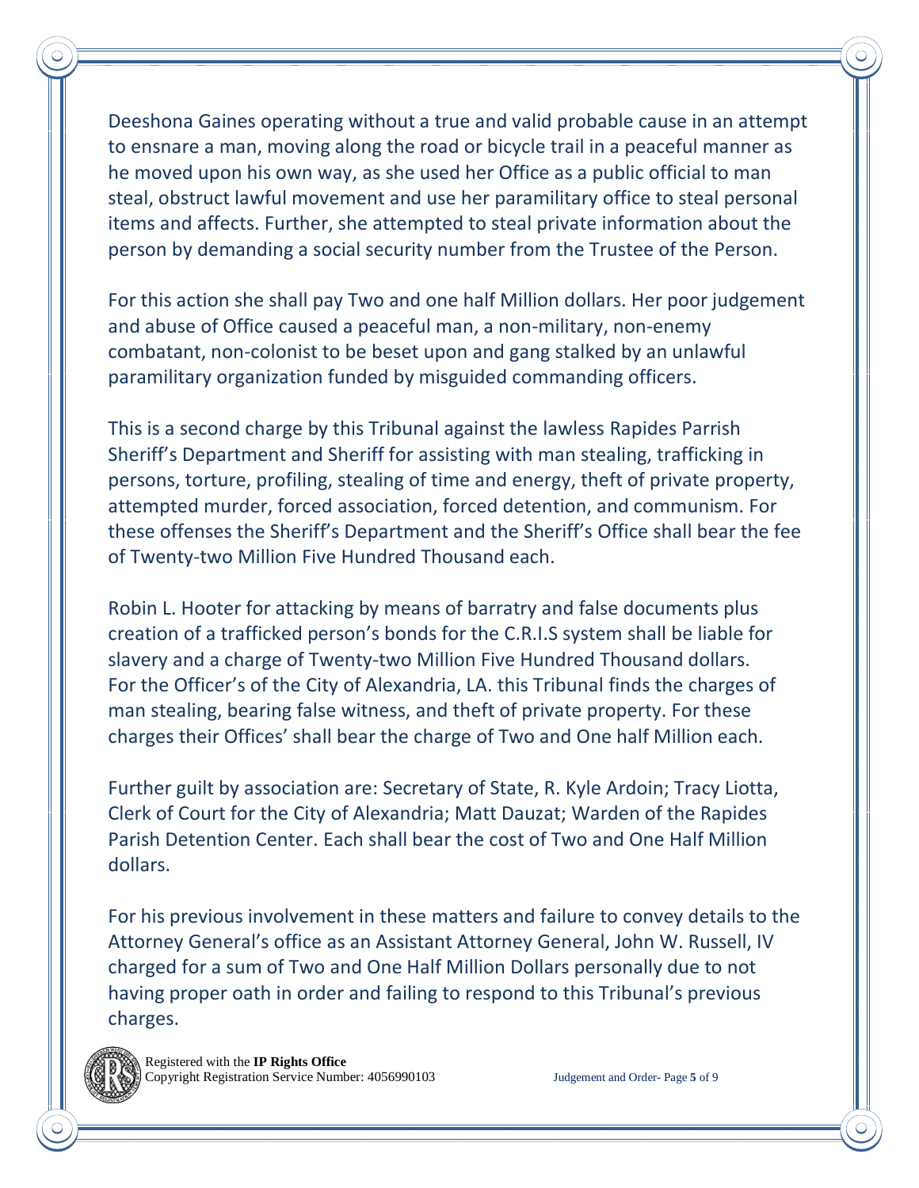Deeshona Gaines operating without a true and valid probable cause in an attempt to ensnare a man, moving along the road or bicycle trail in a peaceful manner as he moved upon his own way, as she used her Office as a public official to man steal, obstruct lawful movement and use her paramilitary office to steal personal items and affects. Further, she attempted to steal private information about the person by demanding a social security number from the Trustee of the Person.

For this action she shall pay Two and one half Million dollars. Her poor judgement and abuse of Office caused a peaceful man, a non-military, non-enemy combatant, non-colonist to be beset upon and gang stalked by an unlawful paramilitary organization funded by misguided commanding officers.

This is a second charge by this Tribunal against the lawless Rapides Parrish Sheriff's Department and Sheriff for assisting with man stealing, trafficking in persons, torture, profiling, stealing of time and energy, theft of private property, attempted murder, forced association, forced detention, and communism. For these offenses the Sheriff's Department and the Sheriff's Office shall bear the fee of Twenty-two Million Five Hundred Thousand each.

Robin L. Hooter for attacking by means of barratry and false documents plus creation of a trafficked person's bonds for the C.R.I.S system shall be liable for slavery and a charge of Twenty-two Million Five Hundred Thousand dollars. For the Officer's of the City of Alexandria, LA. this Tribunal finds the charges of man stealing, bearing false witness, and theft of private property. For these charges their Offices' shall bear the charge of Two and One half Million each.

Further guilt by association are: Secretary of State, R. Kyle Ardoin; Tracy Liotta, Clerk of Court for the City of Alexandria; Matt Dauzat; Warden of the Rapides Parish Detention Center. Each shall bear the cost of Two and One Half Million dollars.

For his previous involvement in these matters and failure to convey details to the Attorney General's office as an Assistant Attorney General, John W. Russell, IV charged for a sum of Two and One Half Million Dollars personally due to not having proper oath in order and failing to respond to this Tribunal's previous charges.

Registered with the **IP Rights Office**
Copyright Registration Service Number: 4056990103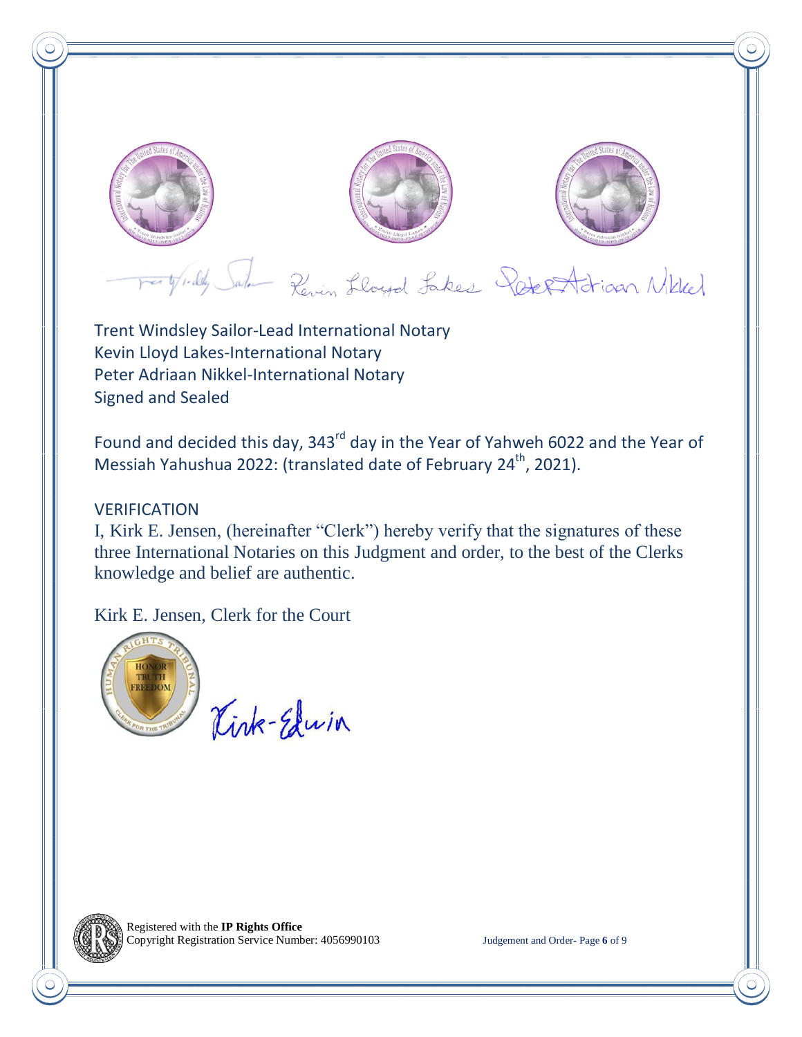Trent Windsley Sailor-Lead International Notary
Kevin Lloyd Lakes-International Notary
Peter Adriaan Nikkel-International Notary
Signed and Sealed

Found and decided this day, 343rd day in the Year of Yahweh 6022 and the Year of Messiah Yahushua 2022: (translated date of February 24th, 2021).

VERIFICATION

I, Kirk E. Jensen, (hereinafter "Clerk") hereby verify that the signatures of these three International Notaries on this Judgment and order, to the best of the Clerks knowledge and belief are authentic.

Kirk E. Jensen, Clerk for the Court

Registered with the **IP Rights Office**
Copyright Registration Service Number: 4056990103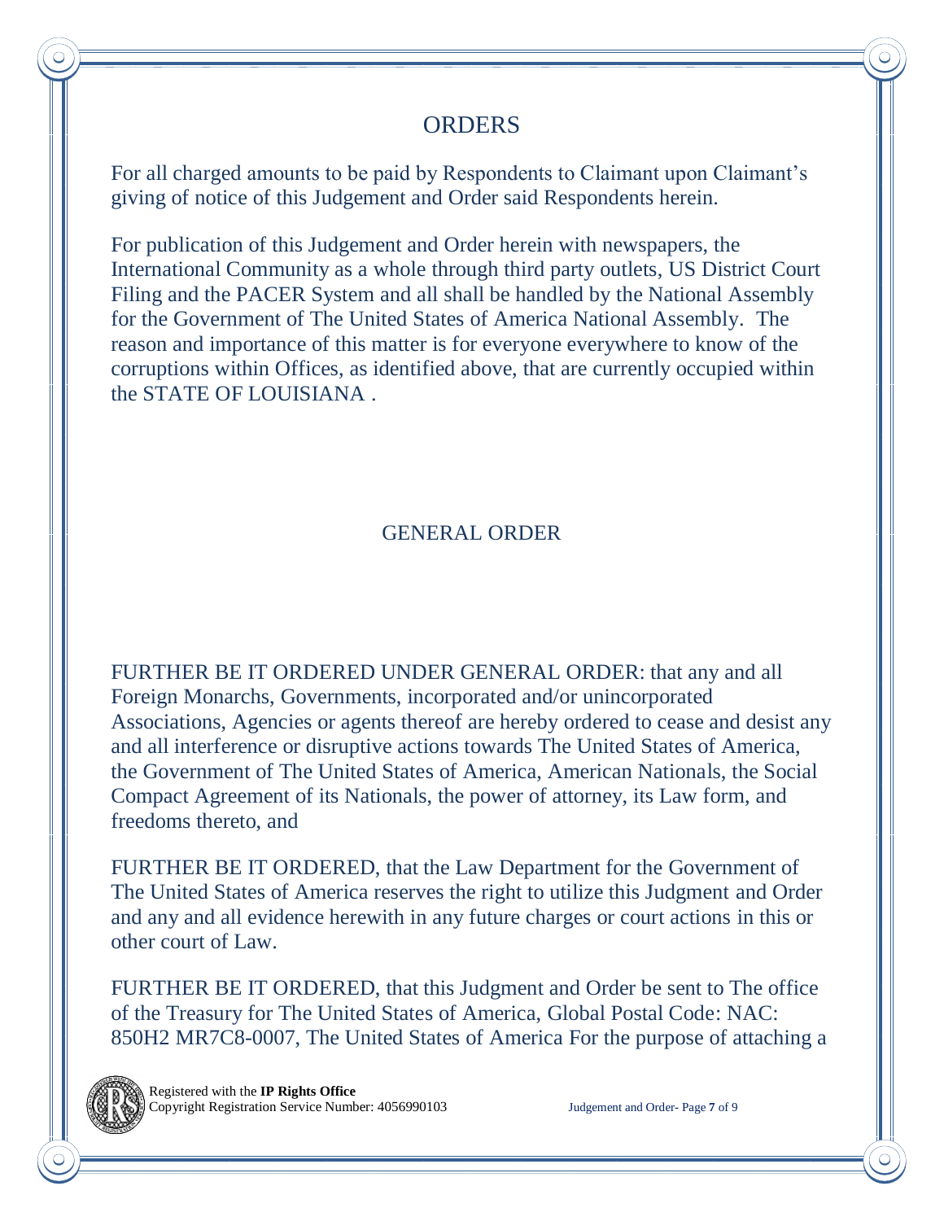## ORDERS

For all charged amounts to be paid by Respondents to Claimant upon Claimant's giving of notice of this Judgement and Order said Respondents herein.

For publication of this Judgement and Order herein with newspapers, the International Community as a whole through third party outlets, US District Court Filing and the PACER System and all shall be handled by the National Assembly for the Government of The United States of America National Assembly. The reason and importance of this matter is for everyone everywhere to know of the corruptions within Offices, as identified above, that are currently occupied within the STATE OF LOUISIANA .

## GENERAL ORDER

FURTHER BE IT ORDERED UNDER GENERAL ORDER: that any and all Foreign Monarchs, Governments, incorporated and/or unincorporated Associations, Agencies or agents thereof are hereby ordered to cease and desist any and all interference or disruptive actions towards The United States of America, the Government of The United States of America, American Nationals, the Social Compact Agreement of its Nationals, the power of attorney, its Law form, and freedoms thereto, and

FURTHER BE IT ORDERED, that the Law Department for the Government of The United States of America reserves the right to utilize this Judgment and Order and any and all evidence herewith in any future charges or court actions in this or other court of Law.

FURTHER BE IT ORDERED, that this Judgment and Order be sent to The office of the Treasury for The United States of America, Global Postal Code: NAC: 850H2 MR7C8-0007, The United States of America For the purpose of attaching a

Registered with the **IP Rights Office**
Copyright Registration Service Number: 4056990103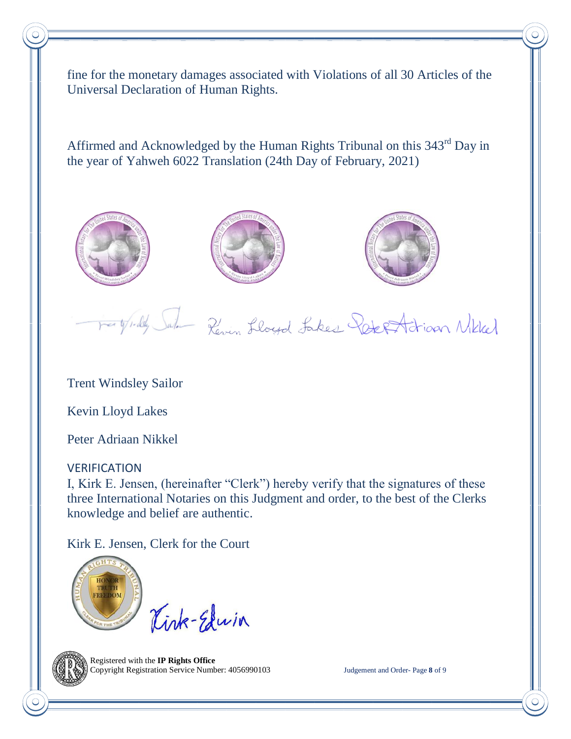fine for the monetary damages associated with Violations of all 30 Articles of the Universal Declaration of Human Rights.

Affirmed and Acknowledged by the Human Rights Tribunal on this 343rd Day in the year of Yahweh 6022 Translation (24th Day of February, 2021)

Trent Windsley Sailor

Kevin Lloyd Lakes

Peter Adriaan Nikkel

VERIFICATION

I, Kirk E. Jensen, (hereinafter "Clerk") hereby verify that the signatures of these three International Notaries on this Judgment and order, to the best of the Clerks knowledge and belief are authentic.

Kirk E. Jensen, Clerk for the Court

Registered with the **IP Rights Office**
Copyright Registration Service Number: 4056990103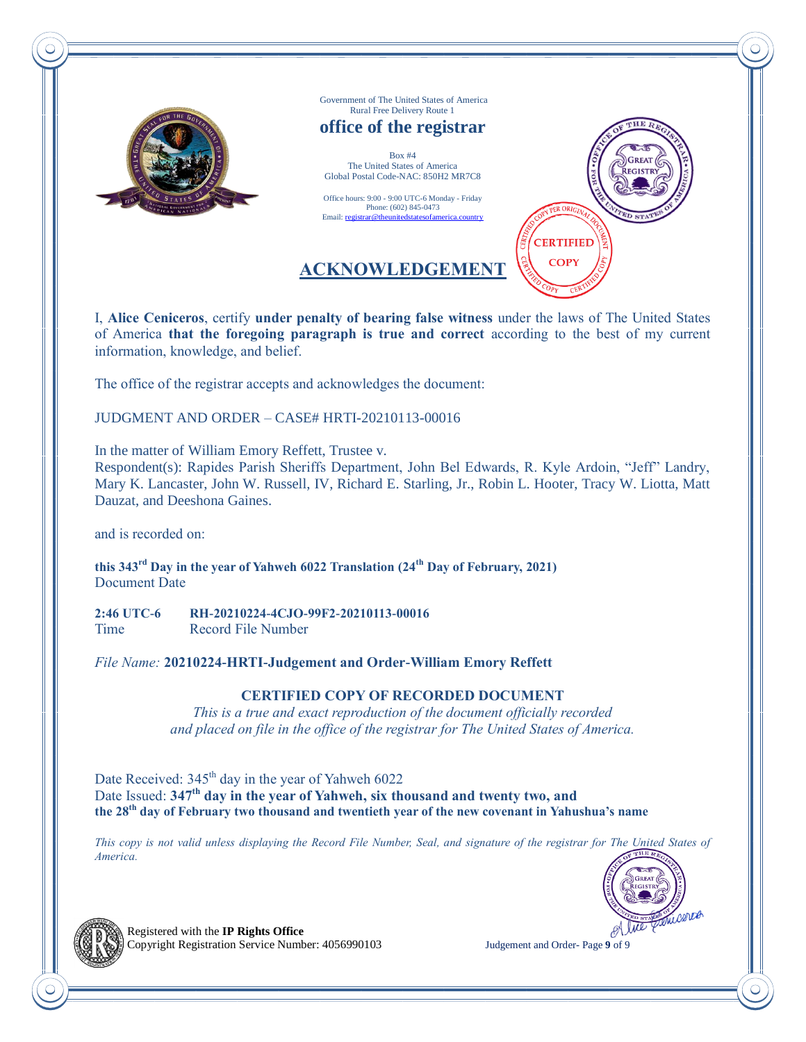Government of The United States of America
Rural Free Delivery Route 1

# office of the registrar

Box #4
The United States of America
Global Postal Code-NAC: 850H2 MR7C8

Office hours: 9:00 - 9:00 UTC-6 Monday - Friday
Phone: (602) 845-0473
Email: registrar@theunitedstatesofamerica.country

## ACKNOWLEDGEMENT

I, **Alice Ceniceros**, certify **under penalty of bearing false witness** under the laws of The United States of America **that the foregoing paragraph is true and correct** according to the best of my current information, knowledge, and belief.

The office of the registrar accepts and acknowledges the document:

JUDGMENT AND ORDER – CASE# HRTI-20210113-00016

In the matter of William Emory Reffett, Trustee v.
Respondent(s): Rapides Parish Sheriffs Department, John Bel Edwards, R. Kyle Ardoin, "Jeff" Landry, Mary K. Lancaster, John W. Russell, IV, Richard E. Starling, Jr., Robin L. Hooter, Tracy W. Liotta, Matt Dauzat, and Deeshona Gaines.

and is recorded on:

**this 343rd Day in the year of Yahweh 6022 Translation (24th Day of February, 2021)**
Document Date

| | |
|---|---|
| **2:46 UTC-6** | **RH-20210224-4CJO-99F2-20210113-00016** |
| Time | Record File Number |

*File Name:* **20210224-HRTI-Judgement and Order-William Emory Reffett**

**CERTIFIED COPY OF RECORDED DOCUMENT**

*This is a true and exact reproduction of the document officially recorded and placed on file in the office of the registrar for The United States of America.*

Date Received: 345th day in the year of Yahweh 6022
Date Issued: **347th day in the year of Yahweh, six thousand and twenty two, and the 28th day of February two thousand and twentieth year of the new covenant in Yahushua's name**

*This copy is not valid unless displaying the Record File Number, Seal, and signature of the registrar for The United States of America.*

Registered with the **IP Rights Office**
Copyright Registration Service Number: 4056990103